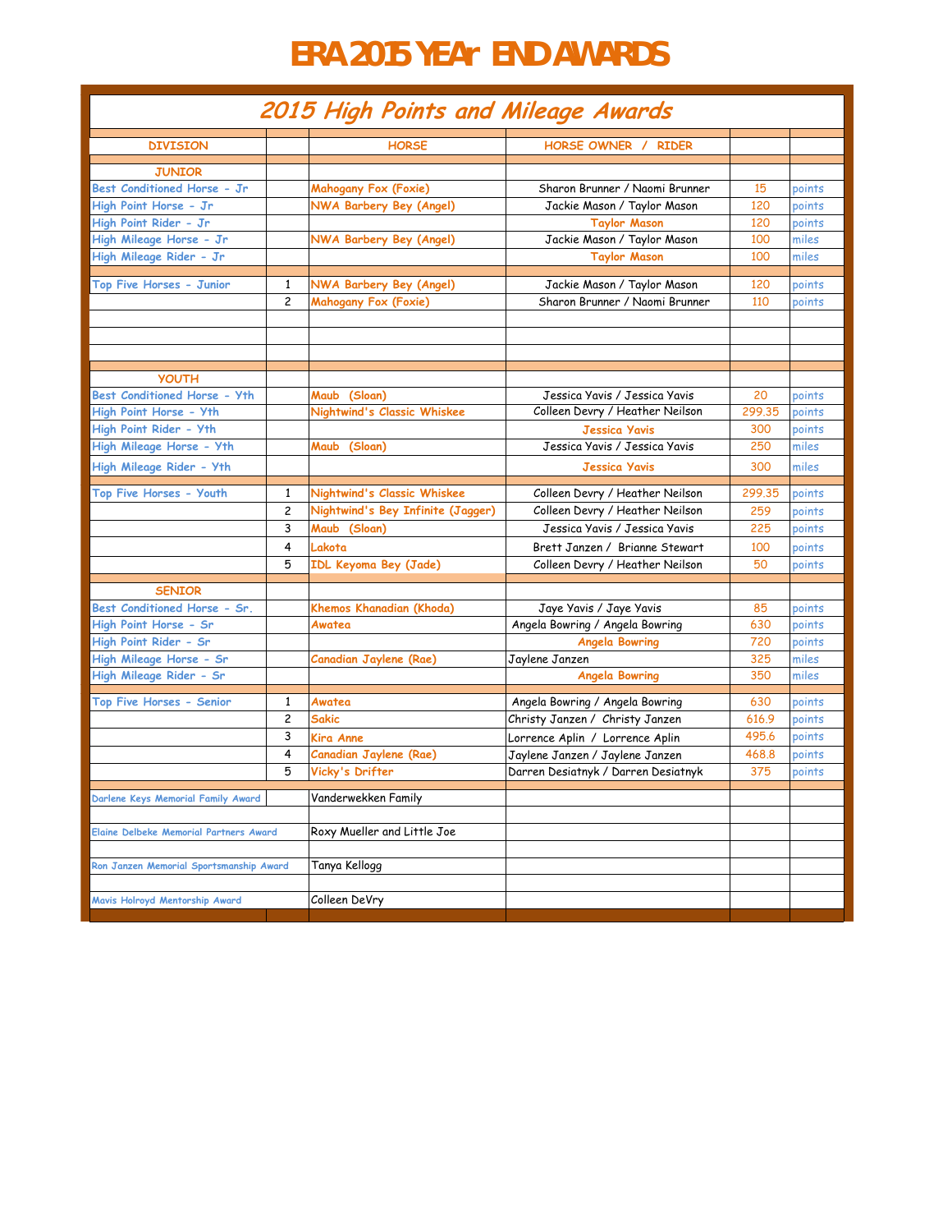# ERA 2015 YEAr END AWARDS

## 2015 High Points and Mileage Awards

| DIVISION | | HORSE | HORSE OWNER / RIDER | | |
|---|---|---|---|---|---|
| **JUNIOR** | | | | | |
| Best Conditioned Horse - Jr | | Mahogany Fox (Foxie) | Sharon Brunner / Naomi Brunner | 15 | points |
| High Point Horse - Jr | | NWA Barbery Bey (Angel) | Jackie Mason / Taylor Mason | 120 | points |
| High Point Rider - Jr | | | Taylor Mason | 120 | points |
| High Mileage Horse - Jr | | NWA Barbery Bey (Angel) | Jackie Mason / Taylor Mason | 100 | miles |
| High Mileage Rider - Jr | | | Taylor Mason | 100 | miles |
| Top Five Horses - Junior | 1 | NWA Barbery Bey (Angel) | Jackie Mason / Taylor Mason | 120 | points |
| | 2 | Mahogany Fox (Foxie) | Sharon Brunner / Naomi Brunner | 110 | points |
| **YOUTH** | | | | | |
| Best Conditioned Horse - Yth | | Maub (Sloan) | Jessica Yavis / Jessica Yavis | 20 | points |
| High Point Horse - Yth | | Nightwind's Classic Whiskee | Colleen Devry / Heather Neilson | 299.35 | points |
| High Point Rider - Yth | | | Jessica Yavis | 300 | points |
| High Mileage Horse - Yth | | Maub (Sloan) | Jessica Yavis / Jessica Yavis | 250 | miles |
| High Mileage Rider - Yth | | | Jessica Yavis | 300 | miles |
| Top Five Horses - Youth | 1 | Nightwind's Classic Whiskee | Colleen Devry / Heather Neilson | 299.35 | points |
| | 2 | Nightwind's Bey Infinite (Jagger) | Colleen Devry / Heather Neilson | 259 | points |
| | 3 | Maub (Sloan) | Jessica Yavis / Jessica Yavis | 225 | points |
| | 4 | Lakota | Brett Janzen / Brianne Stewart | 100 | points |
| | 5 | IDL Keyoma Bey (Jade) | Colleen Devry / Heather Neilson | 50 | points |
| **SENIOR** | | | | | |
| Best Conditioned Horse - Sr. | | Khemos Khanadian (Khoda) | Jaye Yavis / Jaye Yavis | 85 | points |
| High Point Horse - Sr | | Awatea | Angela Bowring / Angela Bowring | 630 | points |
| High Point Rider - Sr | | | Angela Bowring | 720 | points |
| High Mileage Horse - Sr | | Canadian Jaylene (Rae) | Jaylene Janzen | 325 | miles |
| High Mileage Rider - Sr | | | Angela Bowring | 350 | miles |
| Top Five Horses - Senior | 1 | Awatea | Angela Bowring / Angela Bowring | 630 | points |
| | 2 | Sakic | Christy Janzen / Christy Janzen | 616.9 | points |
| | 3 | Kira Anne | Lorrence Aplin / Lorrence Aplin | 495.6 | points |
| | 4 | Canadian Jaylene (Rae) | Jaylene Janzen / Jaylene Janzen | 468.8 | points |
| | 5 | Vicky's Drifter | Darren Desiatnyk / Darren Desiatnyk | 375 | points |
| Darlene Keys Memorial Family Award | | Vanderwekken Family | | | |
| Elaine Delbeke Memorial Partners Award | | Roxy Mueller and Little Joe | | | |
| Ron Janzen Memorial Sportsmanship Award | | Tanya Kellogg | | | |
| Mavis Holroyd Mentorship Award | | Colleen DeVry | | | |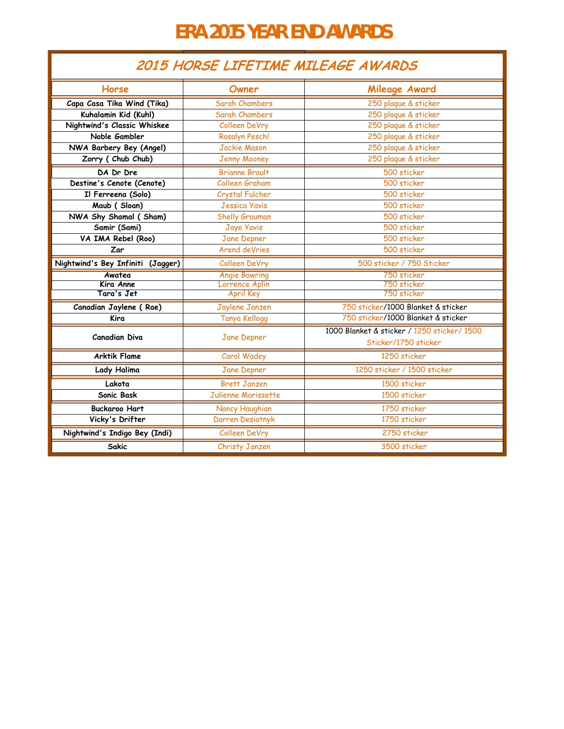# ERA 2015 YEAR END AWARDS

## 2015 HORSE LIFETIME MILEAGE AWARDS

| Horse | Owner | Mileage Award |
|---|---|---|
| Capa Casa Tika Wind (Tika) | Sarah Chambers | 250 plaque & sticker |
| Kuhalamin Kid (Kuhl) | Sarah Chambers | 250 plaque & sticker |
| Nightwind's Classic Whiskee | Colleen DeVry | 250 plaque & sticker |
| Noble Gambler | Rosalyn Peschl | 250 plaque & sticker |
| NWA Barbery Bey (Angel) | Jackie Mason | 250 plaque & sticker |
| Zorry ( Chub Chub) | Jenny Mooney | 250 plaque & sticker |
| DA Dr Dre | Brianne Brault | 500 sticker |
| Destine's Cenote (Cenote) | Colleen Graham | 500 sticker |
| Il Ferreena (Solo) | Crystal Fulcher | 500 sticker |
| Maub ( Sloan) | Jessica Yavis | 500 sticker |
| NWA Shy Shamal ( Sham) | Shelly Grauman | 500 sticker |
| Samir (Sami) | Jaye Yavis | 500 sticker |
| VA IMA Rebel (Roo) | Jane Depner | 500 sticker |
| Zar | Arend deVries | 500 sticker |
| Nightwind's Bey Infiniti (Jagger) | Colleen DeVry | 500 sticker / 750 Sticker |
| Awatea | Angie Bowring | 750 sticker |
| Kira Anne | Lorrence Aplin | 750 sticker |
| Tara's Jet | April Key | 750 sticker |
| Canadian Jaylene ( Rae) | Jaylene Janzen | 750 sticker/1000 Blanket & sticker |
| Kira | Tanya Kellogg | 750 sticker/1000 Blanket & sticker |
| Canadian Diva | Jane Depner | 1000 Blanket & sticker / 1250 sticker/ 1500 Sticker/1750 sticker |
| Arktik Flame | Carol Wadey | 1250 sticker |
| Lady Halima | Jane Depner | 1250 sticker / 1500 sticker |
| Lakota | Brett Janzen | 1500 sticker |
| Sonic Bask | Julienne Morissette | 1500 sticker |
| Buckaroo Hart | Nancy Haughian | 1750 sticker |
| Vicky's Drifter | Darren Desiatnyk | 1750 sticker |
| Nightwind's Indigo Bey (Indi) | Colleen DeVry | 2750 sticker |
| Sakic | Christy Janzen | 3500 sticker |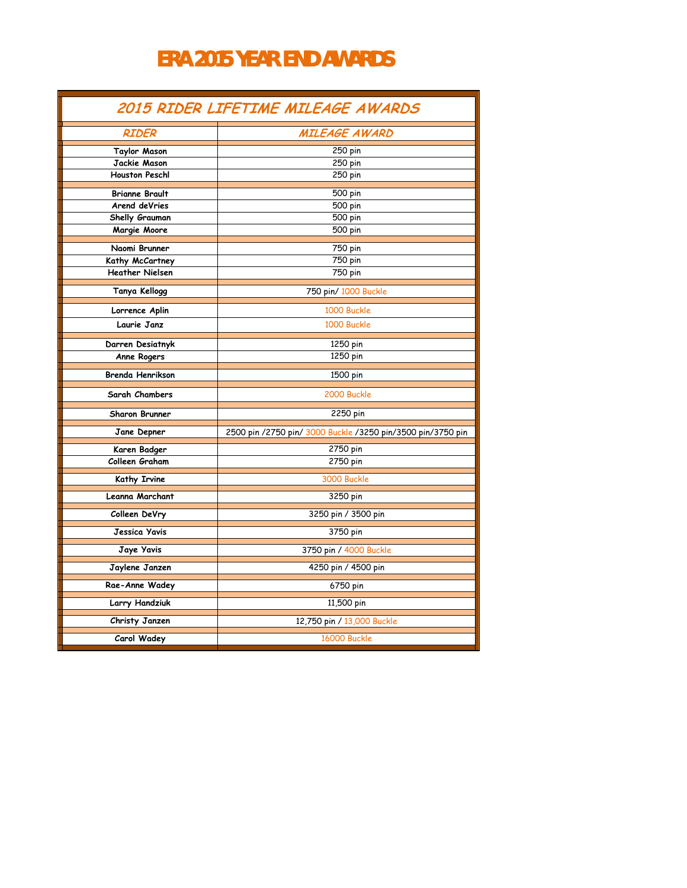# ERA 2015 YEAR END AWARDS

## 2015 RIDER LIFETIME MILEAGE AWARDS

| RIDER | MILEAGE AWARD |
|---|---|
| Taylor Mason | 250 pin |
| Jackie Mason | 250 pin |
| Houston Peschl | 250 pin |
| Brianne Brault | 500 pin |
| Arend deVries | 500 pin |
| Shelly Grauman | 500 pin |
| Margie Moore | 500 pin |
| Naomi Brunner | 750 pin |
| Kathy McCartney | 750 pin |
| Heather Nielsen | 750 pin |
| Tanya Kellogg | 750 pin/ 1000 Buckle |
| Lorrence Aplin | 1000 Buckle |
| Laurie Janz | 1000 Buckle |
| Darren Desiatnyk | 1250 pin |
| Anne Rogers | 1250 pin |
| Brenda Henrikson | 1500 pin |
| Sarah Chambers | 2000 Buckle |
| Sharon Brunner | 2250 pin |
| Jane Depner | 2500 pin /2750 pin/ 3000 Buckle /3250 pin/3500 pin/3750 pin |
| Karen Badger | 2750 pin |
| Colleen Graham | 2750 pin |
| Kathy Irvine | 3000 Buckle |
| Leanna Marchant | 3250 pin |
| Colleen DeVry | 3250 pin / 3500 pin |
| Jessica Yavis | 3750 pin |
| Jaye Yavis | 3750 pin / 4000 Buckle |
| Jaylene Janzen | 4250 pin / 4500 pin |
| Rae-Anne Wadey | 6750 pin |
| Larry Handziuk | 11,500 pin |
| Christy Janzen | 12,750 pin / 13,000 Buckle |
| Carol Wadey | 16000 Buckle |